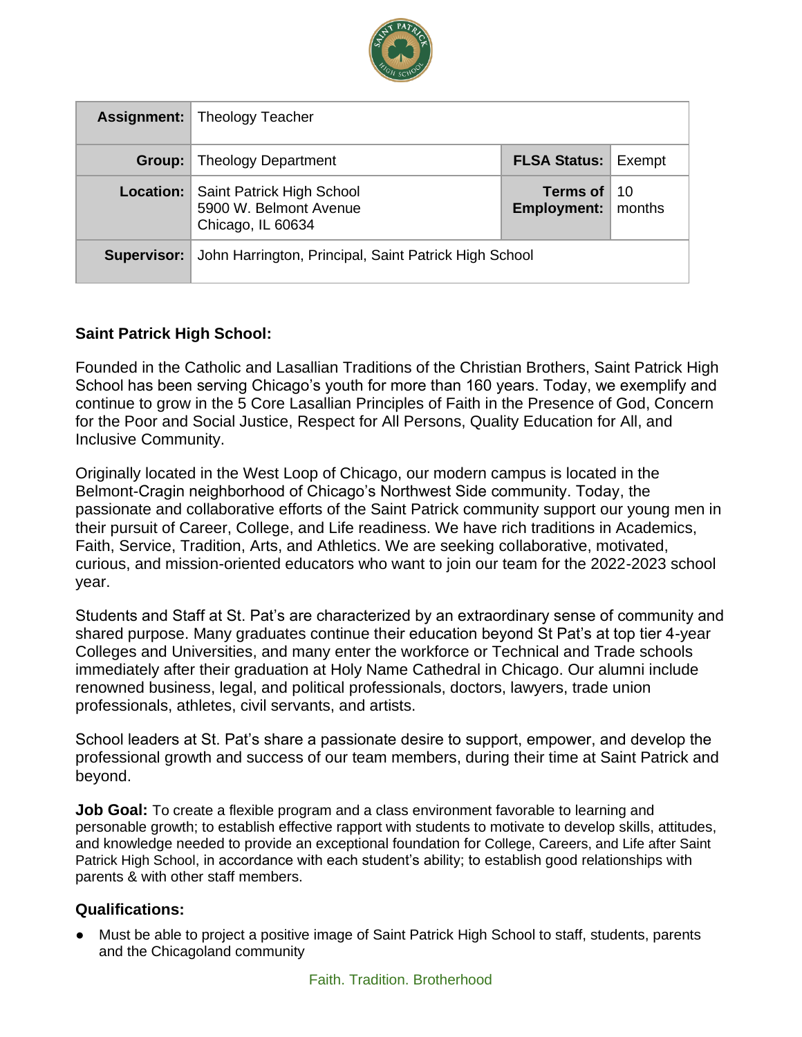| Assignment: | Theology Teacher | | |
|---|---|---|---|
| Group: | Theology Department | FLSA Status: | Exempt |
| Location: | Saint Patrick High School<br>5900 W. Belmont Avenue<br>Chicago, IL 60634 | Terms of Employment: | 10 months |
| Supervisor: | John Harrington, Principal, Saint Patrick High School | | |

**Saint Patrick High School:**

Founded in the Catholic and Lasallian Traditions of the Christian Brothers, Saint Patrick High School has been serving Chicago's youth for more than 160 years. Today, we exemplify and continue to grow in the 5 Core Lasallian Principles of Faith in the Presence of God, Concern for the Poor and Social Justice, Respect for All Persons, Quality Education for All, and Inclusive Community.

Originally located in the West Loop of Chicago, our modern campus is located in the Belmont-Cragin neighborhood of Chicago's Northwest Side community. Today, the passionate and collaborative efforts of the Saint Patrick community support our young men in their pursuit of Career, College, and Life readiness. We have rich traditions in Academics, Faith, Service, Tradition, Arts, and Athletics. We are seeking collaborative, motivated, curious, and mission-oriented educators who want to join our team for the 2022-2023 school year.

Students and Staff at St. Pat's are characterized by an extraordinary sense of community and shared purpose. Many graduates continue their education beyond St Pat's at top tier 4-year Colleges and Universities, and many enter the workforce or Technical and Trade schools immediately after their graduation at Holy Name Cathedral in Chicago. Our alumni include renowned business, legal, and political professionals, doctors, lawyers, trade union professionals, athletes, civil servants, and artists.

School leaders at St. Pat's share a passionate desire to support, empower, and develop the professional growth and success of our team members, during their time at Saint Patrick and beyond.

**Job Goal:** To create a flexible program and a class environment favorable to learning and personable growth; to establish effective rapport with students to motivate to develop skills, attitudes, and knowledge needed to provide an exceptional foundation for College, Careers, and Life after Saint Patrick High School, in accordance with each student's ability; to establish good relationships with parents & with other staff members.

**Qualifications:**

- Must be able to project a positive image of Saint Patrick High School to staff, students, parents and the Chicagoland community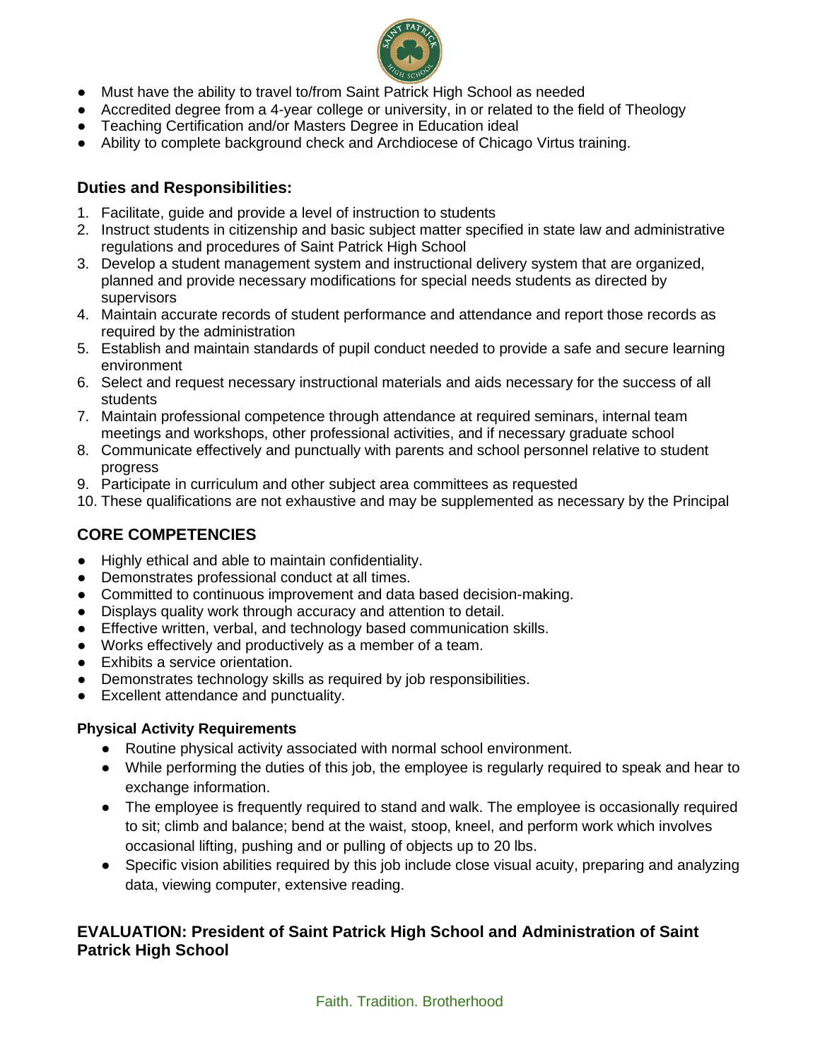- Must have the ability to travel to/from Saint Patrick High School as needed
- Accredited degree from a 4-year college or university, in or related to the field of Theology
- Teaching Certification and/or Masters Degree in Education ideal
- Ability to complete background check and Archdiocese of Chicago Virtus training.

### Duties and Responsibilities:

1. Facilitate, guide and provide a level of instruction to students
2. Instruct students in citizenship and basic subject matter specified in state law and administrative regulations and procedures of Saint Patrick High School
3. Develop a student management system and instructional delivery system that are organized, planned and provide necessary modifications for special needs students as directed by supervisors
4. Maintain accurate records of student performance and attendance and report those records as required by the administration
5. Establish and maintain standards of pupil conduct needed to provide a safe and secure learning environment
6. Select and request necessary instructional materials and aids necessary for the success of all students
7. Maintain professional competence through attendance at required seminars, internal team meetings and workshops, other professional activities, and if necessary graduate school
8. Communicate effectively and punctually with parents and school personnel relative to student progress
9. Participate in curriculum and other subject area committees as requested
10. These qualifications are not exhaustive and may be supplemented as necessary by the Principal

## CORE COMPETENCIES

- Highly ethical and able to maintain confidentiality.
- Demonstrates professional conduct at all times.
- Committed to continuous improvement and data based decision-making.
- Displays quality work through accuracy and attention to detail.
- Effective written, verbal, and technology based communication skills.
- Works effectively and productively as a member of a team.
- Exhibits a service orientation.
- Demonstrates technology skills as required by job responsibilities.
- Excellent attendance and punctuality.

#### Physical Activity Requirements

- Routine physical activity associated with normal school environment.
- While performing the duties of this job, the employee is regularly required to speak and hear to exchange information.
- The employee is frequently required to stand and walk. The employee is occasionally required to sit; climb and balance; bend at the waist, stoop, kneel, and perform work which involves occasional lifting, pushing and or pulling of objects up to 20 lbs.
- Specific vision abilities required by this job include close visual acuity, preparing and analyzing data, viewing computer, extensive reading.

### EVALUATION: President of Saint Patrick High School and Administration of Saint Patrick High School